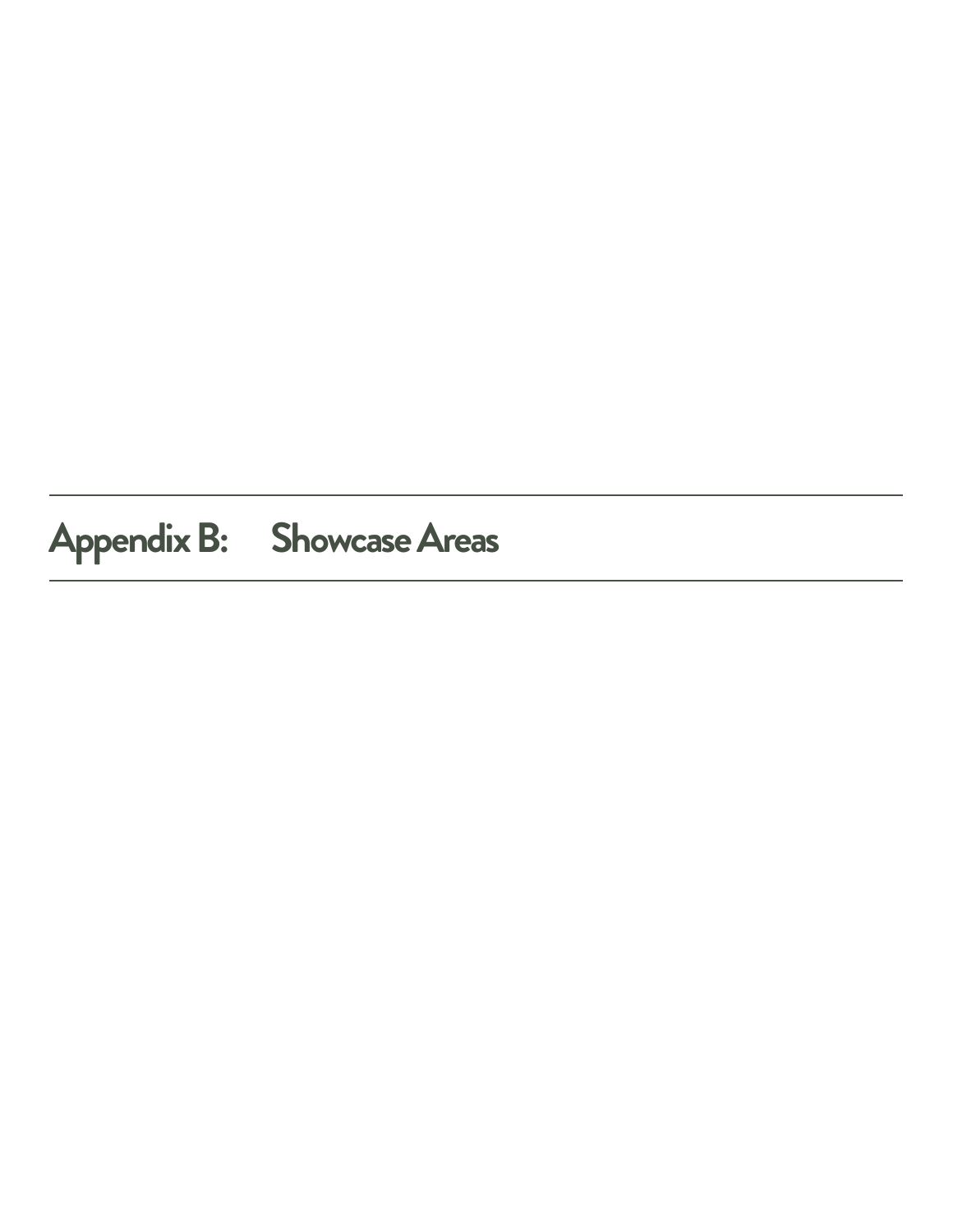# Appendix B: Showcase Areas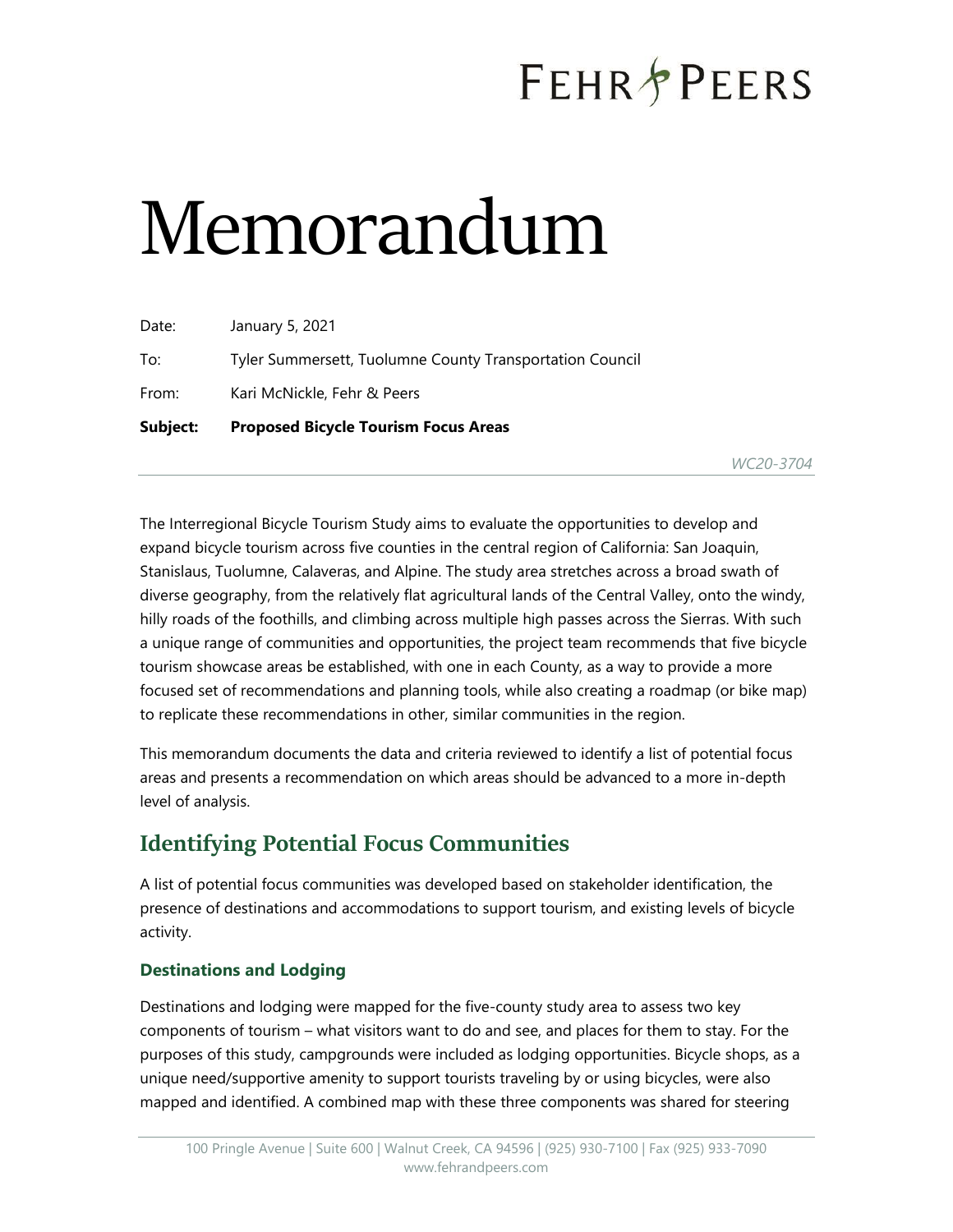# Memorandum

Date: January 5, 2021

To: Tyler Summersett, Tuolumne County Transportation Council

From: Kari McNickle, Fehr & Peers

**Subject: Proposed Bicycle Tourism Focus Areas**

*WC20-3704*

The Interregional Bicycle Tourism Study aims to evaluate the opportunities to develop and expand bicycle tourism across five counties in the central region of California: San Joaquin, Stanislaus, Tuolumne, Calaveras, and Alpine. The study area stretches across a broad swath of diverse geography, from the relatively flat agricultural lands of the Central Valley, onto the windy, hilly roads of the foothills, and climbing across multiple high passes across the Sierras. With such a unique range of communities and opportunities, the project team recommends that five bicycle tourism showcase areas be established, with one in each County, as a way to provide a more focused set of recommendations and planning tools, while also creating a roadmap (or bike map) to replicate these recommendations in other, similar communities in the region.

This memorandum documents the data and criteria reviewed to identify a list of potential focus areas and presents a recommendation on which areas should be advanced to a more in-depth level of analysis.

## Identifying Potential Focus Communities

A list of potential focus communities was developed based on stakeholder identification, the presence of destinations and accommodations to support tourism, and existing levels of bicycle activity.

### Destinations and Lodging

Destinations and lodging were mapped for the five-county study area to assess two key components of tourism – what visitors want to do and see, and places for them to stay. For the purposes of this study, campgrounds were included as lodging opportunities. Bicycle shops, as a unique need/supportive amenity to support tourists traveling by or using bicycles, were also mapped and identified. A combined map with these three components was shared for steering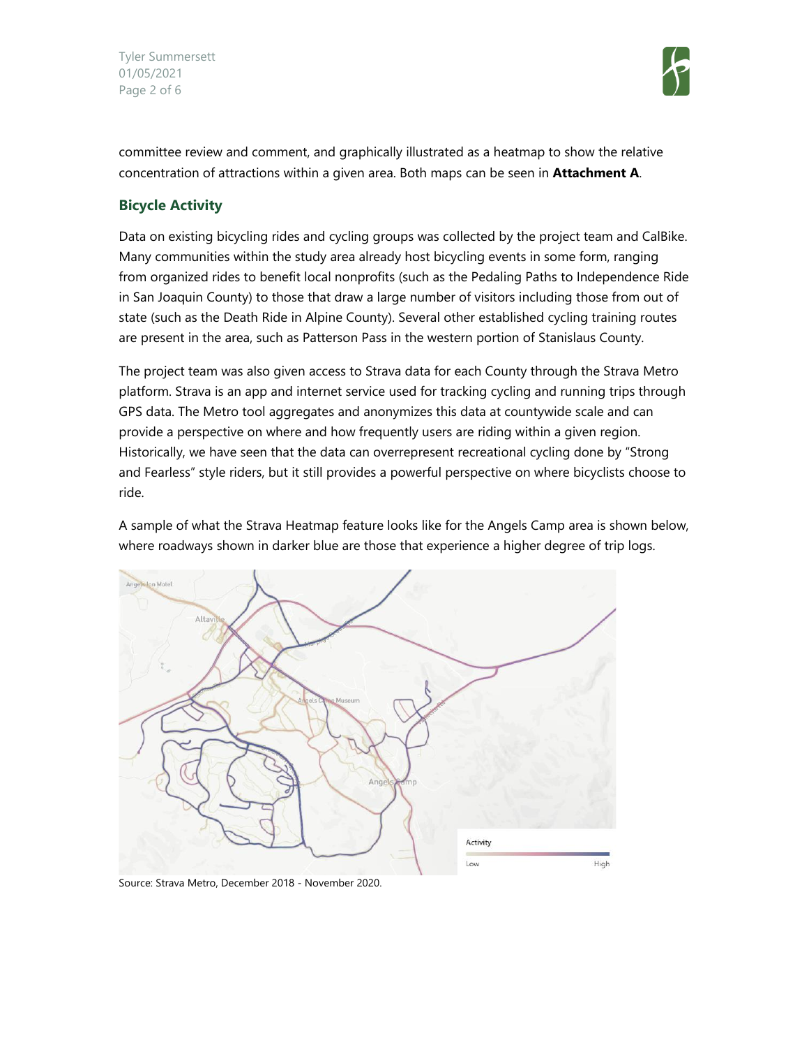committee review and comment, and graphically illustrated as a heatmap to show the relative concentration of attractions within a given area. Both maps can be seen in **Attachment A**.

## Bicycle Activity

Data on existing bicycling rides and cycling groups was collected by the project team and CalBike. Many communities within the study area already host bicycling events in some form, ranging from organized rides to benefit local nonprofits (such as the Pedaling Paths to Independence Ride in San Joaquin County) to those that draw a large number of visitors including those from out of state (such as the Death Ride in Alpine County). Several other established cycling training routes are present in the area, such as Patterson Pass in the western portion of Stanislaus County.

The project team was also given access to Strava data for each County through the Strava Metro platform. Strava is an app and internet service used for tracking cycling and running trips through GPS data. The Metro tool aggregates and anonymizes this data at countywide scale and can provide a perspective on where and how frequently users are riding within a given region. Historically, we have seen that the data can overrepresent recreational cycling done by "Strong and Fearless" style riders, but it still provides a powerful perspective on where bicyclists choose to ride.

A sample of what the Strava Heatmap feature looks like for the Angels Camp area is shown below, where roadways shown in darker blue are those that experience a higher degree of trip logs.

Source: Strava Metro, December 2018 - November 2020.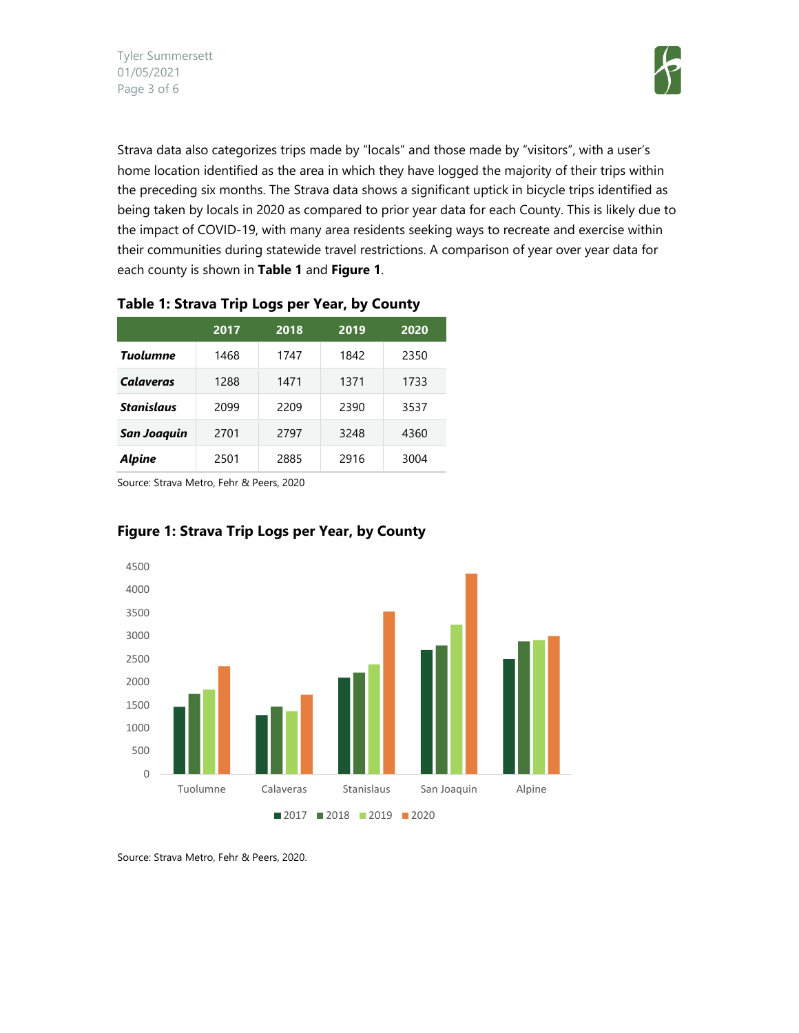Strava data also categorizes trips made by "locals" and those made by "visitors", with a user's home location identified as the area in which they have logged the majority of their trips within the preceding six months. The Strava data shows a significant uptick in bicycle trips identified as being taken by locals in 2020 as compared to prior year data for each County. This is likely due to the impact of COVID-19, with many area residents seeking ways to recreate and exercise within their communities during statewide travel restrictions. A comparison of year over year data for each county is shown in **Table 1** and **Figure 1**.

### Table 1: Strava Trip Logs per Year, by County

| | 2017 | 2018 | 2019 | 2020 |
|---|---|---|---|---|
| ***Tuolumne*** | 1468 | 1747 | 1842 | 2350 |
| ***Calaveras*** | 1288 | 1471 | 1371 | 1733 |
| ***Stanislaus*** | 2099 | 2209 | 2390 | 3537 |
| ***San Joaquin*** | 2701 | 2797 | 3248 | 4360 |
| ***Alpine*** | 2501 | 2885 | 2916 | 3004 |

Source: Strava Metro, Fehr & Peers, 2020

### Figure 1: Strava Trip Logs per Year, by County

Source: Strava Metro, Fehr & Peers, 2020.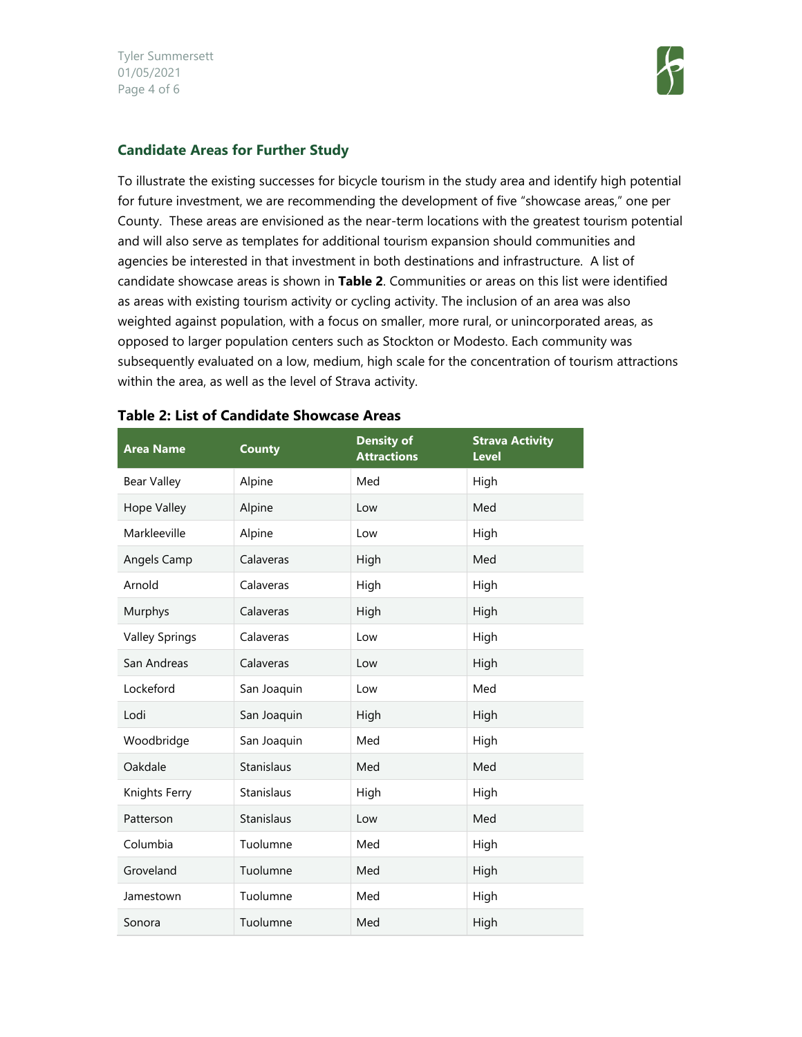## Candidate Areas for Further Study

To illustrate the existing successes for bicycle tourism in the study area and identify high potential for future investment, we are recommending the development of five "showcase areas," one per County. These areas are envisioned as the near-term locations with the greatest tourism potential and will also serve as templates for additional tourism expansion should communities and agencies be interested in that investment in both destinations and infrastructure. A list of candidate showcase areas is shown in **Table 2**. Communities or areas on this list were identified as areas with existing tourism activity or cycling activity. The inclusion of an area was also weighted against population, with a focus on smaller, more rural, or unincorporated areas, as opposed to larger population centers such as Stockton or Modesto. Each community was subsequently evaluated on a low, medium, high scale for the concentration of tourism attractions within the area, as well as the level of Strava activity.

**Table 2: List of Candidate Showcase Areas**

| Area Name | County | Density of Attractions | Strava Activity Level |
|---|---|---|---|
| Bear Valley | Alpine | Med | High |
| Hope Valley | Alpine | Low | Med |
| Markleeville | Alpine | Low | High |
| Angels Camp | Calaveras | High | Med |
| Arnold | Calaveras | High | High |
| Murphys | Calaveras | High | High |
| Valley Springs | Calaveras | Low | High |
| San Andreas | Calaveras | Low | High |
| Lockeford | San Joaquin | Low | Med |
| Lodi | San Joaquin | High | High |
| Woodbridge | San Joaquin | Med | High |
| Oakdale | Stanislaus | Med | Med |
| Knights Ferry | Stanislaus | High | High |
| Patterson | Stanislaus | Low | Med |
| Columbia | Tuolumne | Med | High |
| Groveland | Tuolumne | Med | High |
| Jamestown | Tuolumne | Med | High |
| Sonora | Tuolumne | Med | High |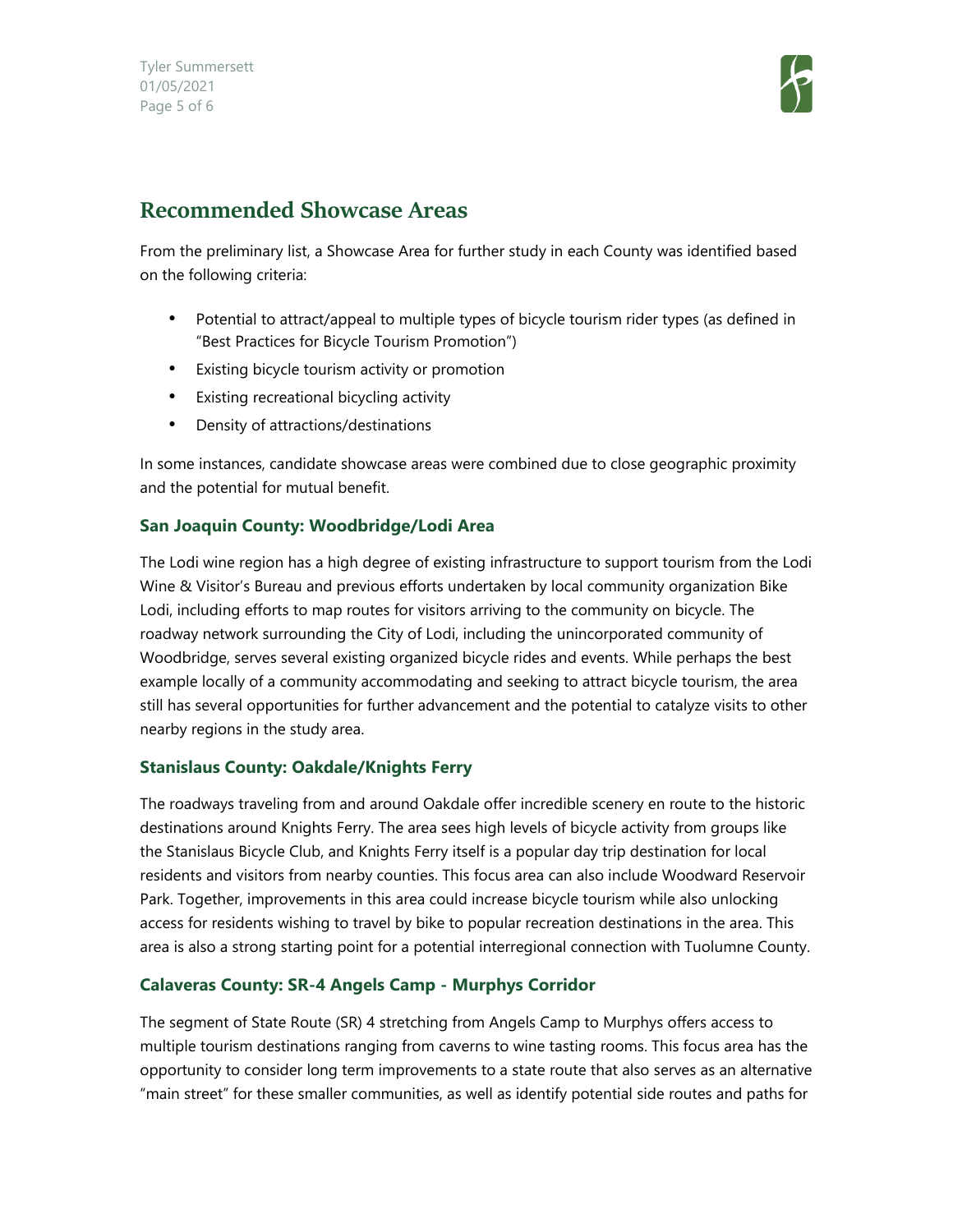## Recommended Showcase Areas

From the preliminary list, a Showcase Area for further study in each County was identified based on the following criteria:

- Potential to attract/appeal to multiple types of bicycle tourism rider types (as defined in "Best Practices for Bicycle Tourism Promotion")
- Existing bicycle tourism activity or promotion
- Existing recreational bicycling activity
- Density of attractions/destinations

In some instances, candidate showcase areas were combined due to close geographic proximity and the potential for mutual benefit.

### San Joaquin County: Woodbridge/Lodi Area

The Lodi wine region has a high degree of existing infrastructure to support tourism from the Lodi Wine & Visitor's Bureau and previous efforts undertaken by local community organization Bike Lodi, including efforts to map routes for visitors arriving to the community on bicycle. The roadway network surrounding the City of Lodi, including the unincorporated community of Woodbridge, serves several existing organized bicycle rides and events. While perhaps the best example locally of a community accommodating and seeking to attract bicycle tourism, the area still has several opportunities for further advancement and the potential to catalyze visits to other nearby regions in the study area.

### Stanislaus County: Oakdale/Knights Ferry

The roadways traveling from and around Oakdale offer incredible scenery en route to the historic destinations around Knights Ferry. The area sees high levels of bicycle activity from groups like the Stanislaus Bicycle Club, and Knights Ferry itself is a popular day trip destination for local residents and visitors from nearby counties. This focus area can also include Woodward Reservoir Park. Together, improvements in this area could increase bicycle tourism while also unlocking access for residents wishing to travel by bike to popular recreation destinations in the area. This area is also a strong starting point for a potential interregional connection with Tuolumne County.

### Calaveras County: SR-4 Angels Camp - Murphys Corridor

The segment of State Route (SR) 4 stretching from Angels Camp to Murphys offers access to multiple tourism destinations ranging from caverns to wine tasting rooms. This focus area has the opportunity to consider long term improvements to a state route that also serves as an alternative "main street" for these smaller communities, as well as identify potential side routes and paths for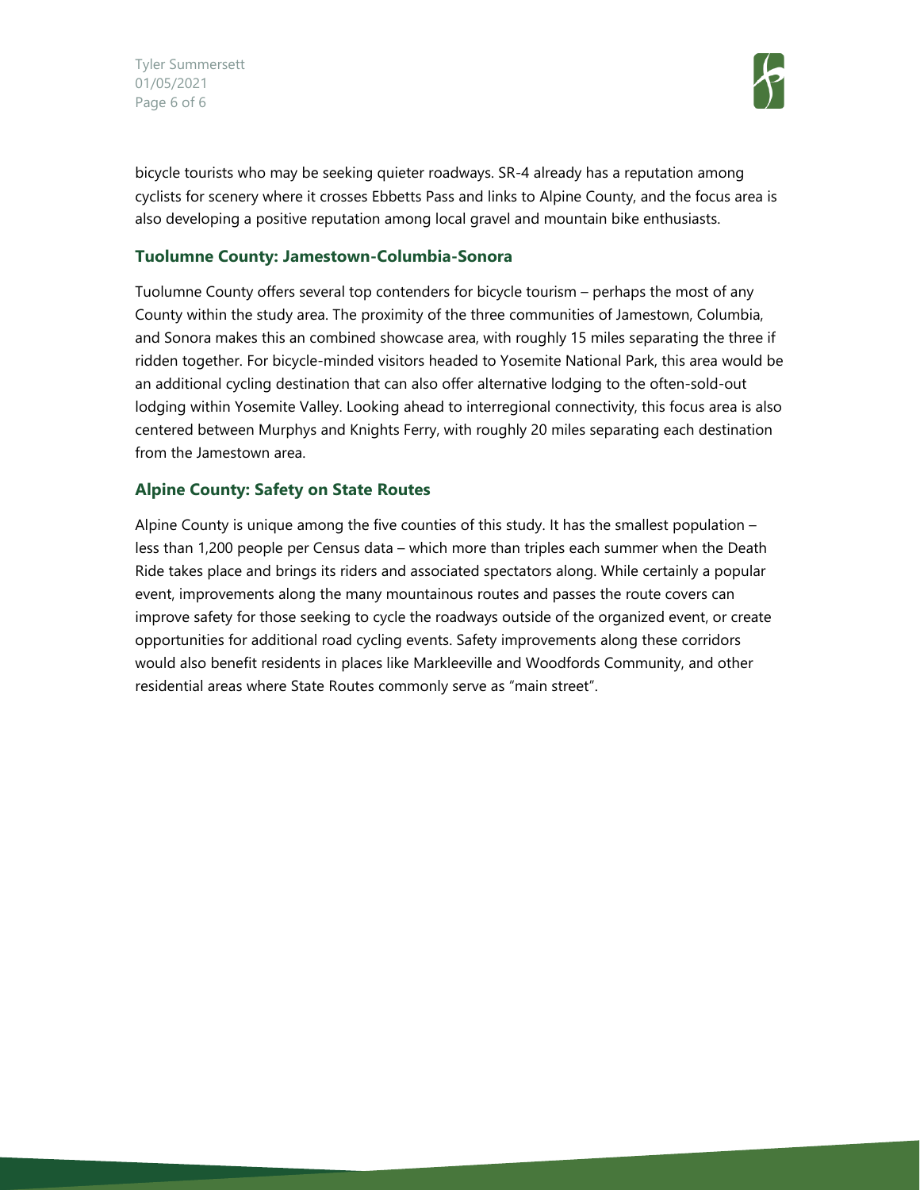bicycle tourists who may be seeking quieter roadways. SR-4 already has a reputation among cyclists for scenery where it crosses Ebbetts Pass and links to Alpine County, and the focus area is also developing a positive reputation among local gravel and mountain bike enthusiasts.

### Tuolumne County: Jamestown-Columbia-Sonora

Tuolumne County offers several top contenders for bicycle tourism – perhaps the most of any County within the study area. The proximity of the three communities of Jamestown, Columbia, and Sonora makes this an combined showcase area, with roughly 15 miles separating the three if ridden together. For bicycle-minded visitors headed to Yosemite National Park, this area would be an additional cycling destination that can also offer alternative lodging to the often-sold-out lodging within Yosemite Valley. Looking ahead to interregional connectivity, this focus area is also centered between Murphys and Knights Ferry, with roughly 20 miles separating each destination from the Jamestown area.

### Alpine County: Safety on State Routes

Alpine County is unique among the five counties of this study. It has the smallest population – less than 1,200 people per Census data – which more than triples each summer when the Death Ride takes place and brings its riders and associated spectators along. While certainly a popular event, improvements along the many mountainous routes and passes the route covers can improve safety for those seeking to cycle the roadways outside of the organized event, or create opportunities for additional road cycling events. Safety improvements along these corridors would also benefit residents in places like Markleeville and Woodfords Community, and other residential areas where State Routes commonly serve as "main street".